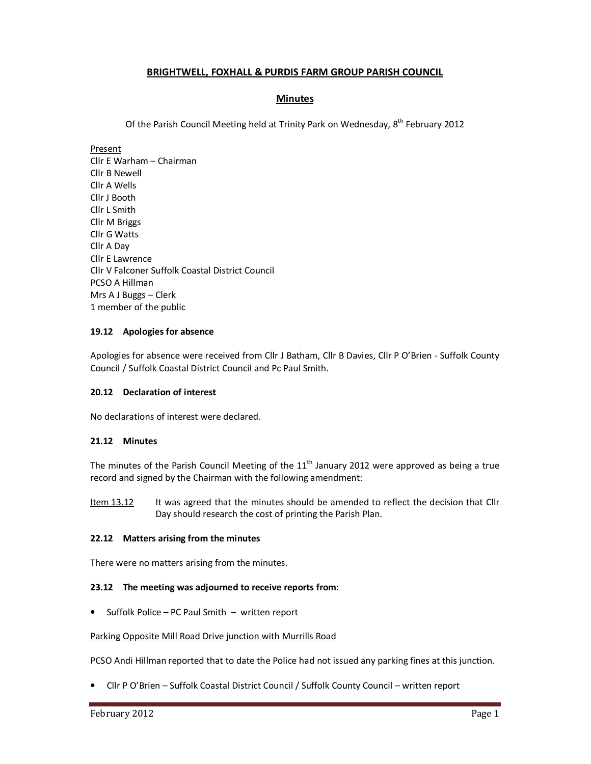# BRIGHTWELL, FOXHALL & PURDIS FARM GROUP PARISH COUNCIL

## Minutes

Of the Parish Council Meeting held at Trinity Park on Wednesday, 8th February 2012

Present
Cllr E Warham – Chairman
Cllr B Newell
Cllr A Wells
Cllr J Booth
Cllr L Smith
Cllr M Briggs
Cllr G Watts
Cllr A Day
Cllr E Lawrence
Cllr V Falconer Suffolk Coastal District Council
PCSO A Hillman
Mrs A J Buggs – Clerk
1 member of the public

### 19.12 Apologies for absence

Apologies for absence were received from Cllr J Batham, Cllr B Davies, Cllr P O'Brien - Suffolk County Council / Suffolk Coastal District Council and Pc Paul Smith.

### 20.12 Declaration of interest

No declarations of interest were declared.

### 21.12 Minutes

The minutes of the Parish Council Meeting of the 11th January 2012 were approved as being a true record and signed by the Chairman with the following amendment:

Item 13.12 It was agreed that the minutes should be amended to reflect the decision that Cllr Day should research the cost of printing the Parish Plan.

### 22.12 Matters arising from the minutes

There were no matters arising from the minutes.

### 23.12 The meeting was adjourned to receive reports from:

- Suffolk Police – PC Paul Smith – written report

Parking Opposite Mill Road Drive junction with Murrills Road

PCSO Andi Hillman reported that to date the Police had not issued any parking fines at this junction.

- Cllr P O'Brien – Suffolk Coastal District Council / Suffolk County Council – written report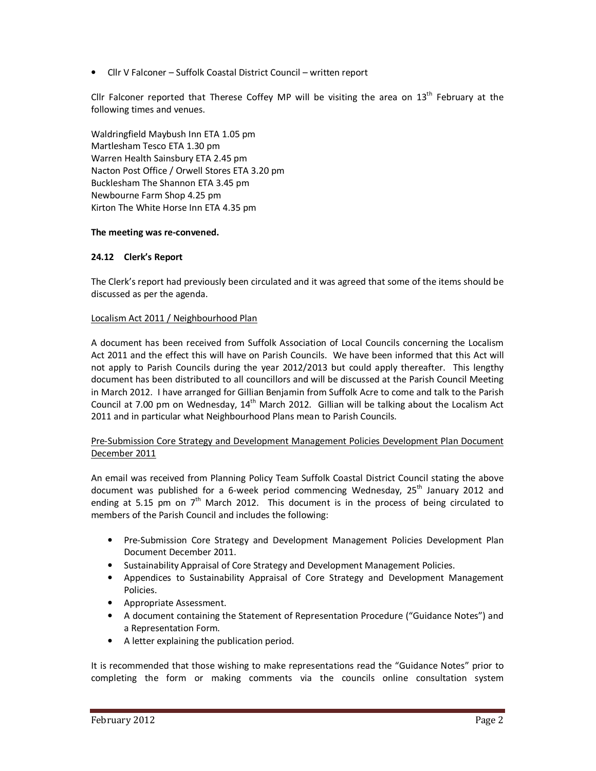- Cllr V Falconer – Suffolk Coastal District Council – written report

Cllr Falconer reported that Therese Coffey MP will be visiting the area on 13th February at the following times and venues.

Waldringfield Maybush Inn ETA 1.05 pm
Martlesham Tesco ETA 1.30 pm
Warren Health Sainsbury ETA 2.45 pm
Nacton Post Office / Orwell Stores ETA 3.20 pm
Bucklesham The Shannon ETA 3.45 pm
Newbourne Farm Shop 4.25 pm
Kirton The White Horse Inn ETA 4.35 pm

**The meeting was re-convened.**

### 24.12 Clerk's Report

The Clerk's report had previously been circulated and it was agreed that some of the items should be discussed as per the agenda.

Localism Act 2011 / Neighbourhood Plan

A document has been received from Suffolk Association of Local Councils concerning the Localism Act 2011 and the effect this will have on Parish Councils. We have been informed that this Act will not apply to Parish Councils during the year 2012/2013 but could apply thereafter. This lengthy document has been distributed to all councillors and will be discussed at the Parish Council Meeting in March 2012. I have arranged for Gillian Benjamin from Suffolk Acre to come and talk to the Parish Council at 7.00 pm on Wednesday, 14th March 2012. Gillian will be talking about the Localism Act 2011 and in particular what Neighbourhood Plans mean to Parish Councils.

Pre-Submission Core Strategy and Development Management Policies Development Plan Document December 2011

An email was received from Planning Policy Team Suffolk Coastal District Council stating the above document was published for a 6-week period commencing Wednesday, 25th January 2012 and ending at 5.15 pm on 7th March 2012. This document is in the process of being circulated to members of the Parish Council and includes the following:

- Pre-Submission Core Strategy and Development Management Policies Development Plan Document December 2011.
- Sustainability Appraisal of Core Strategy and Development Management Policies.
- Appendices to Sustainability Appraisal of Core Strategy and Development Management Policies.
- Appropriate Assessment.
- A document containing the Statement of Representation Procedure ("Guidance Notes") and a Representation Form.
- A letter explaining the publication period.

It is recommended that those wishing to make representations read the "Guidance Notes" prior to completing the form or making comments via the councils online consultation system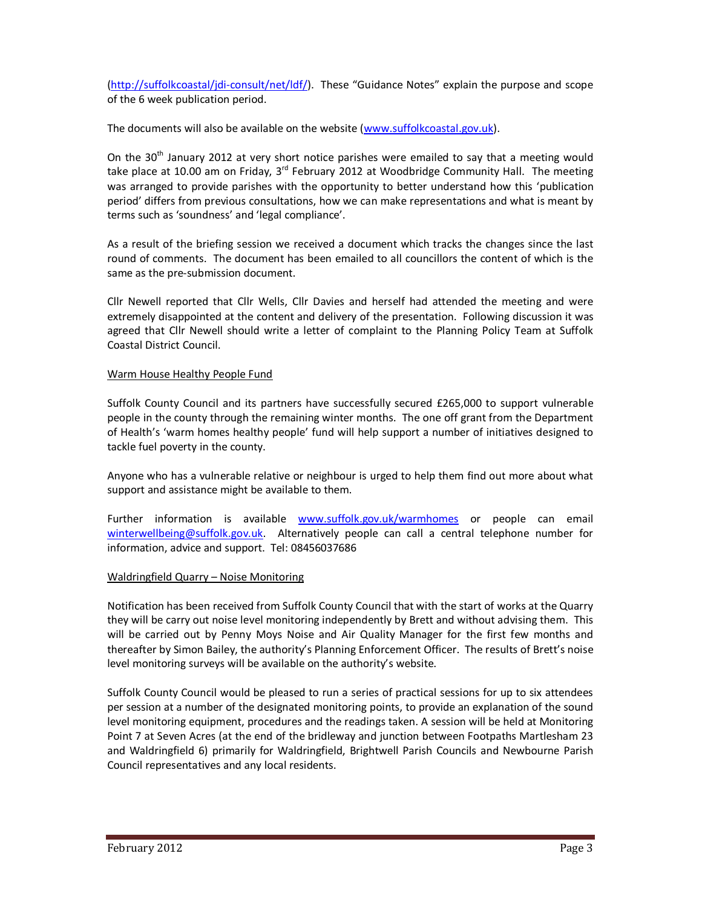(http://suffolkcoastal/jdi-consult/net/ldf/). These "Guidance Notes" explain the purpose and scope of the 6 week publication period.

The documents will also be available on the website (www.suffolkcoastal.gov.uk).

On the 30th January 2012 at very short notice parishes were emailed to say that a meeting would take place at 10.00 am on Friday, 3rd February 2012 at Woodbridge Community Hall. The meeting was arranged to provide parishes with the opportunity to better understand how this 'publication period' differs from previous consultations, how we can make representations and what is meant by terms such as 'soundness' and 'legal compliance'.

As a result of the briefing session we received a document which tracks the changes since the last round of comments. The document has been emailed to all councillors the content of which is the same as the pre-submission document.

Cllr Newell reported that Cllr Wells, Cllr Davies and herself had attended the meeting and were extremely disappointed at the content and delivery of the presentation. Following discussion it was agreed that Cllr Newell should write a letter of complaint to the Planning Policy Team at Suffolk Coastal District Council.

Warm House Healthy People Fund

Suffolk County Council and its partners have successfully secured £265,000 to support vulnerable people in the county through the remaining winter months. The one off grant from the Department of Health's 'warm homes healthy people' fund will help support a number of initiatives designed to tackle fuel poverty in the county.

Anyone who has a vulnerable relative or neighbour is urged to help them find out more about what support and assistance might be available to them.

Further information is available www.suffolk.gov.uk/warmhomes or people can email winterwellbeing@suffolk.gov.uk. Alternatively people can call a central telephone number for information, advice and support. Tel: 08456037686

Waldringfield Quarry – Noise Monitoring

Notification has been received from Suffolk County Council that with the start of works at the Quarry they will be carry out noise level monitoring independently by Brett and without advising them. This will be carried out by Penny Moys Noise and Air Quality Manager for the first few months and thereafter by Simon Bailey, the authority's Planning Enforcement Officer. The results of Brett's noise level monitoring surveys will be available on the authority's website.

Suffolk County Council would be pleased to run a series of practical sessions for up to six attendees per session at a number of the designated monitoring points, to provide an explanation of the sound level monitoring equipment, procedures and the readings taken. A session will be held at Monitoring Point 7 at Seven Acres (at the end of the bridleway and junction between Footpaths Martlesham 23 and Waldringfield 6) primarily for Waldringfield, Brightwell Parish Councils and Newbourne Parish Council representatives and any local residents.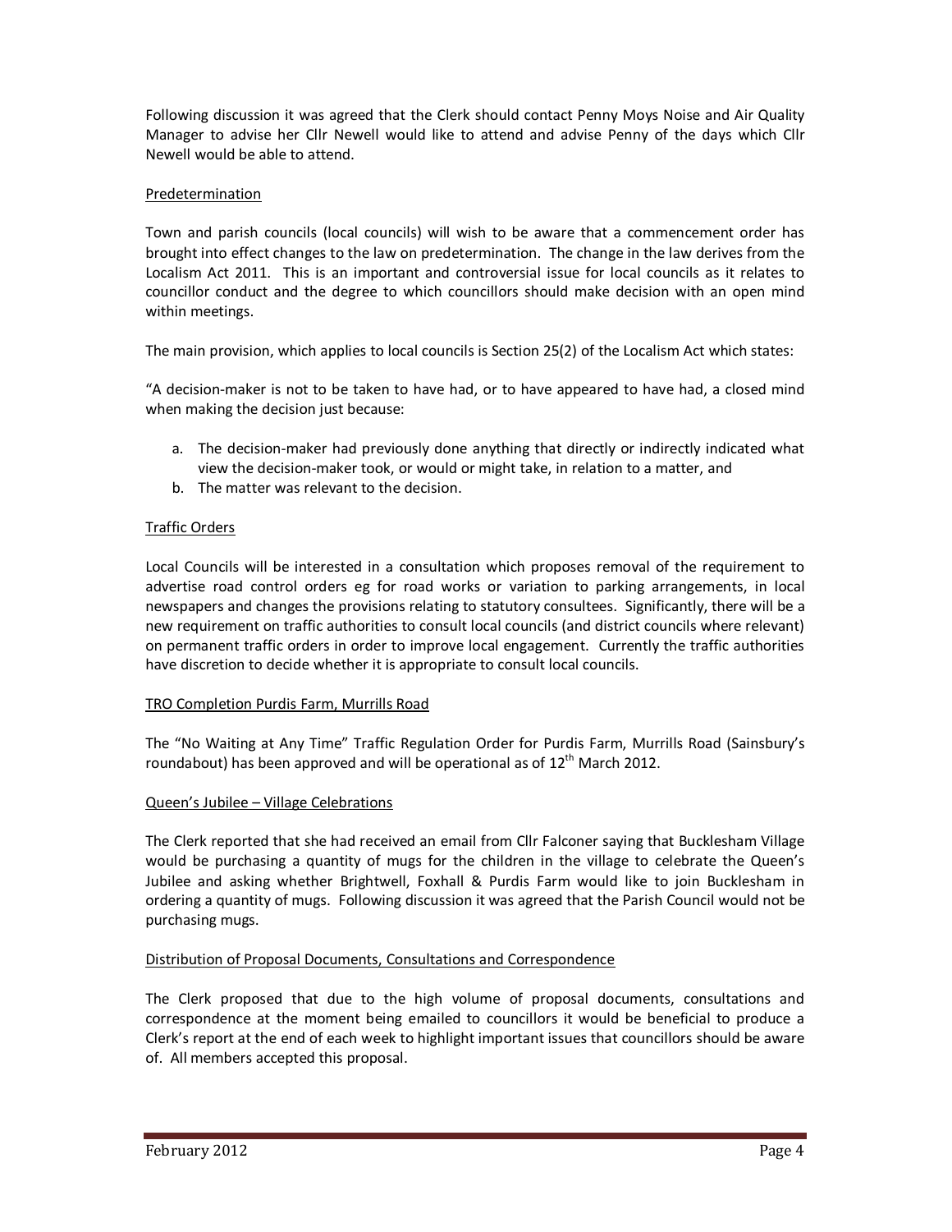Following discussion it was agreed that the Clerk should contact Penny Moys Noise and Air Quality Manager to advise her Cllr Newell would like to attend and advise Penny of the days which Cllr Newell would be able to attend.

### Predetermination

Town and parish councils (local councils) will wish to be aware that a commencement order has brought into effect changes to the law on predetermination. The change in the law derives from the Localism Act 2011. This is an important and controversial issue for local councils as it relates to councillor conduct and the degree to which councillors should make decision with an open mind within meetings.

The main provision, which applies to local councils is Section 25(2) of the Localism Act which states:

"A decision-maker is not to be taken to have had, or to have appeared to have had, a closed mind when making the decision just because:

a. The decision-maker had previously done anything that directly or indirectly indicated what view the decision-maker took, or would or might take, in relation to a matter, and
b. The matter was relevant to the decision.

### Traffic Orders

Local Councils will be interested in a consultation which proposes removal of the requirement to advertise road control orders eg for road works or variation to parking arrangements, in local newspapers and changes the provisions relating to statutory consultees. Significantly, there will be a new requirement on traffic authorities to consult local councils (and district councils where relevant) on permanent traffic orders in order to improve local engagement. Currently the traffic authorities have discretion to decide whether it is appropriate to consult local councils.

### TRO Completion Purdis Farm, Murrills Road

The "No Waiting at Any Time" Traffic Regulation Order for Purdis Farm, Murrills Road (Sainsbury's roundabout) has been approved and will be operational as of 12th March 2012.

### Queen's Jubilee – Village Celebrations

The Clerk reported that she had received an email from Cllr Falconer saying that Bucklesham Village would be purchasing a quantity of mugs for the children in the village to celebrate the Queen's Jubilee and asking whether Brightwell, Foxhall & Purdis Farm would like to join Bucklesham in ordering a quantity of mugs. Following discussion it was agreed that the Parish Council would not be purchasing mugs.

### Distribution of Proposal Documents, Consultations and Correspondence

The Clerk proposed that due to the high volume of proposal documents, consultations and correspondence at the moment being emailed to councillors it would be beneficial to produce a Clerk's report at the end of each week to highlight important issues that councillors should be aware of. All members accepted this proposal.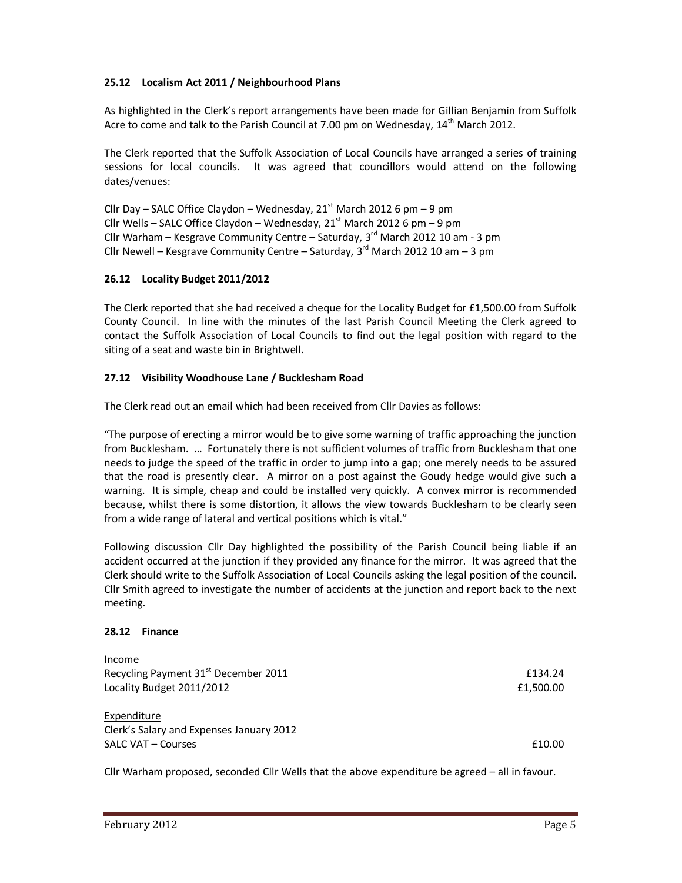### 25.12 Localism Act 2011 / Neighbourhood Plans

As highlighted in the Clerk's report arrangements have been made for Gillian Benjamin from Suffolk Acre to come and talk to the Parish Council at 7.00 pm on Wednesday, 14th March 2012.

The Clerk reported that the Suffolk Association of Local Councils have arranged a series of training sessions for local councils. It was agreed that councillors would attend on the following dates/venues:

Cllr Day – SALC Office Claydon – Wednesday, 21st March 2012 6 pm – 9 pm
Cllr Wells – SALC Office Claydon – Wednesday, 21st March 2012 6 pm – 9 pm
Cllr Warham – Kesgrave Community Centre – Saturday, 3rd March 2012 10 am - 3 pm
Cllr Newell – Kesgrave Community Centre – Saturday, 3rd March 2012 10 am – 3 pm

### 26.12 Locality Budget 2011/2012

The Clerk reported that she had received a cheque for the Locality Budget for £1,500.00 from Suffolk County Council. In line with the minutes of the last Parish Council Meeting the Clerk agreed to contact the Suffolk Association of Local Councils to find out the legal position with regard to the siting of a seat and waste bin in Brightwell.

### 27.12 Visibility Woodhouse Lane / Bucklesham Road

The Clerk read out an email which had been received from Cllr Davies as follows:

"The purpose of erecting a mirror would be to give some warning of traffic approaching the junction from Bucklesham. … Fortunately there is not sufficient volumes of traffic from Bucklesham that one needs to judge the speed of the traffic in order to jump into a gap; one merely needs to be assured that the road is presently clear. A mirror on a post against the Goudy hedge would give such a warning. It is simple, cheap and could be installed very quickly. A convex mirror is recommended because, whilst there is some distortion, it allows the view towards Bucklesham to be clearly seen from a wide range of lateral and vertical positions which is vital."

Following discussion Cllr Day highlighted the possibility of the Parish Council being liable if an accident occurred at the junction if they provided any finance for the mirror. It was agreed that the Clerk should write to the Suffolk Association of Local Councils asking the legal position of the council. Cllr Smith agreed to investigate the number of accidents at the junction and report back to the next meeting.

### 28.12 Finance

Income

| | |
|---|---|
| Recycling Payment 31st December 2011 | £134.24 |
| Locality Budget 2011/2012 | £1,500.00 |

Expenditure

| | |
|---|---|
| Clerk's Salary and Expenses January 2012 | |
| SALC VAT – Courses | £10.00 |

Cllr Warham proposed, seconded Cllr Wells that the above expenditure be agreed – all in favour.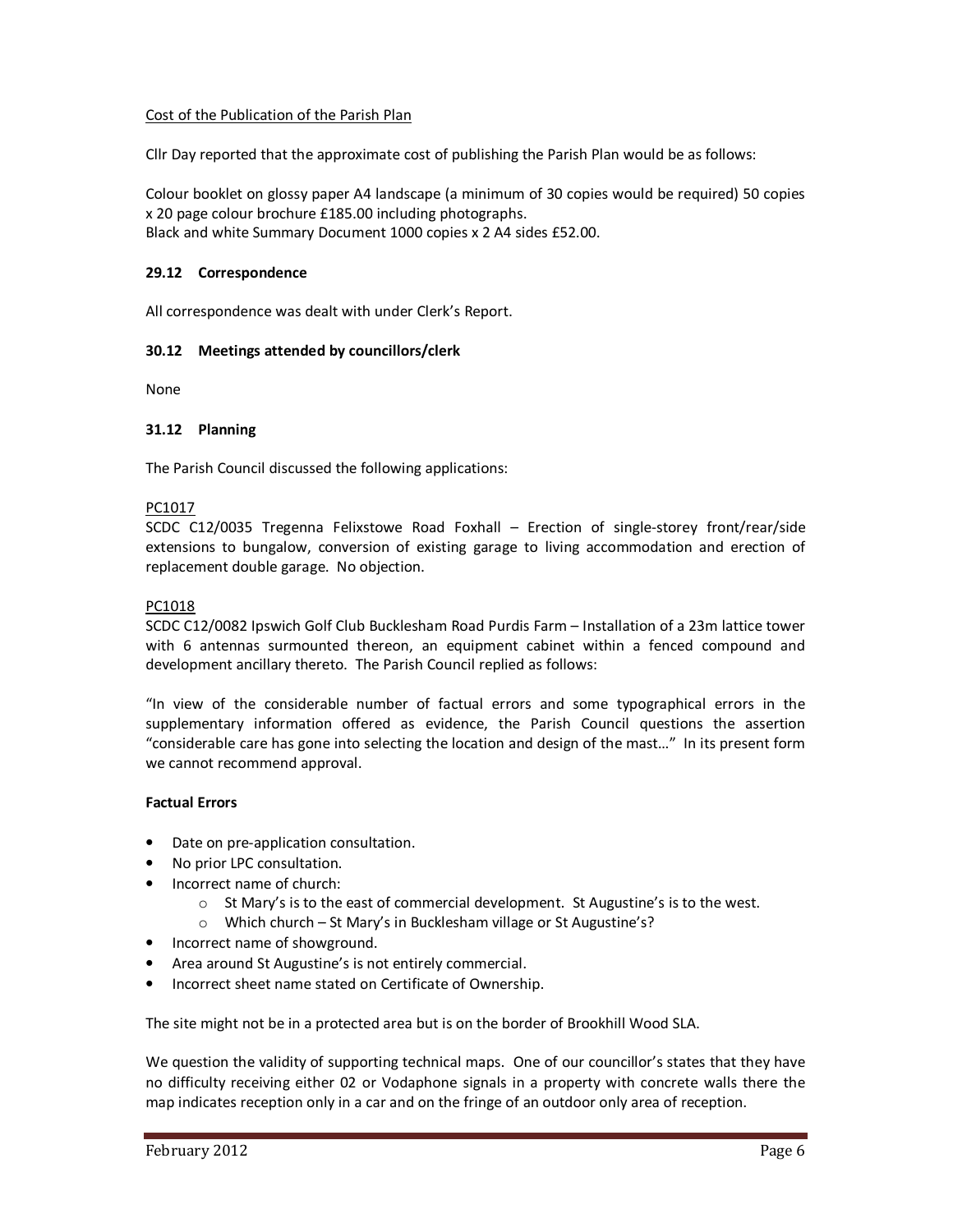Cost of the Publication of the Parish Plan

Cllr Day reported that the approximate cost of publishing the Parish Plan would be as follows:

Colour booklet on glossy paper A4 landscape (a minimum of 30 copies would be required) 50 copies x 20 page colour brochure £185.00 including photographs.
Black and white Summary Document 1000 copies x 2 A4 sides £52.00.

### 29.12 Correspondence

All correspondence was dealt with under Clerk's Report.

### 30.12 Meetings attended by councillors/clerk

None

### 31.12 Planning

The Parish Council discussed the following applications:

PC1017

SCDC C12/0035 Tregenna Felixstowe Road Foxhall – Erection of single-storey front/rear/side extensions to bungalow, conversion of existing garage to living accommodation and erection of replacement double garage. No objection.

PC1018

SCDC C12/0082 Ipswich Golf Club Bucklesham Road Purdis Farm – Installation of a 23m lattice tower with 6 antennas surmounted thereon, an equipment cabinet within a fenced compound and development ancillary thereto. The Parish Council replied as follows:

"In view of the considerable number of factual errors and some typographical errors in the supplementary information offered as evidence, the Parish Council questions the assertion "considerable care has gone into selecting the location and design of the mast…" In its present form we cannot recommend approval.

**Factual Errors**

- Date on pre-application consultation.
- No prior LPC consultation.
- Incorrect name of church:
  - St Mary's is to the east of commercial development. St Augustine's is to the west.
  - Which church – St Mary's in Bucklesham village or St Augustine's?
- Incorrect name of showground.
- Area around St Augustine's is not entirely commercial.
- Incorrect sheet name stated on Certificate of Ownership.

The site might not be in a protected area but is on the border of Brookhill Wood SLA.

We question the validity of supporting technical maps. One of our councillor's states that they have no difficulty receiving either 02 or Vodaphone signals in a property with concrete walls there the map indicates reception only in a car and on the fringe of an outdoor only area of reception.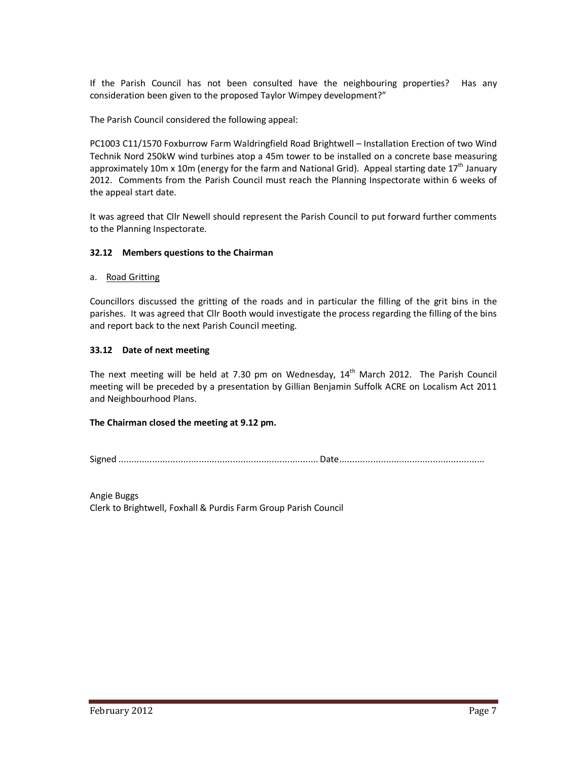If the Parish Council has not been consulted have the neighbouring properties? Has any consideration been given to the proposed Taylor Wimpey development?"

The Parish Council considered the following appeal:

PC1003 C11/1570 Foxburrow Farm Waldringfield Road Brightwell – Installation Erection of two Wind Technik Nord 250kW wind turbines atop a 45m tower to be installed on a concrete base measuring approximately 10m x 10m (energy for the farm and National Grid). Appeal starting date 17th January 2012. Comments from the Parish Council must reach the Planning Inspectorate within 6 weeks of the appeal start date.

It was agreed that Cllr Newell should represent the Parish Council to put forward further comments to the Planning Inspectorate.

**32.12 Members questions to the Chairman**

a. Road Gritting

Councillors discussed the gritting of the roads and in particular the filling of the grit bins in the parishes. It was agreed that Cllr Booth would investigate the process regarding the filling of the bins and report back to the next Parish Council meeting.

**33.12 Date of next meeting**

The next meeting will be held at 7.30 pm on Wednesday, 14th March 2012. The Parish Council meeting will be preceded by a presentation by Gillian Benjamin Suffolk ACRE on Localism Act 2011 and Neighbourhood Plans.

**The Chairman closed the meeting at 9.12 pm.**

Signed ............................................................................ Date.......................................................

Angie Buggs
Clerk to Brightwell, Foxhall & Purdis Farm Group Parish Council